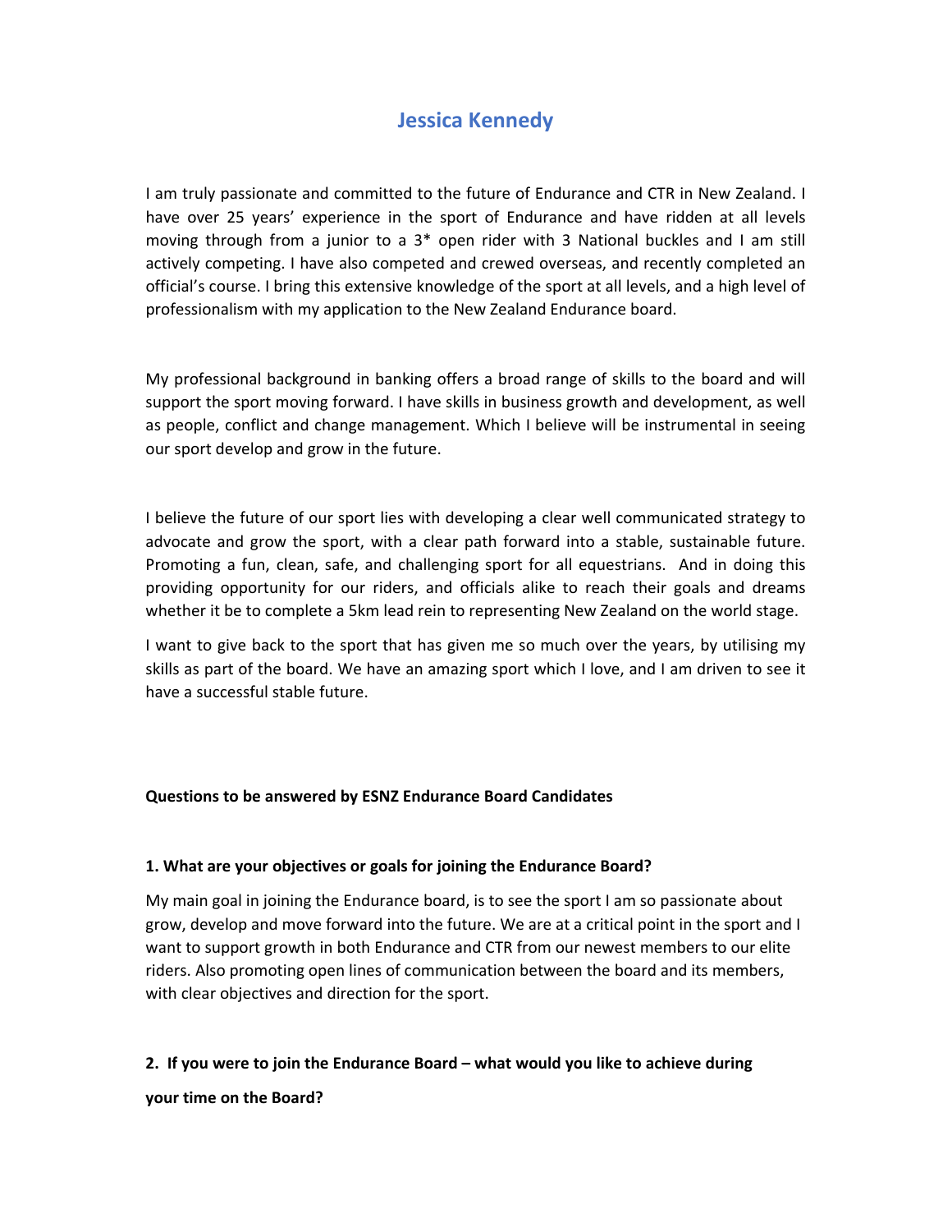# Jessica Kennedy

I am truly passionate and committed to the future of Endurance and CTR in New Zealand. I have over 25 years' experience in the sport of Endurance and have ridden at all levels moving through from a junior to a 3* open rider with 3 National buckles and I am still actively competing. I have also competed and crewed overseas, and recently completed an official's course. I bring this extensive knowledge of the sport at all levels, and a high level of professionalism with my application to the New Zealand Endurance board.

My professional background in banking offers a broad range of skills to the board and will support the sport moving forward. I have skills in business growth and development, as well as people, conflict and change management. Which I believe will be instrumental in seeing our sport develop and grow in the future.

I believe the future of our sport lies with developing a clear well communicated strategy to advocate and grow the sport, with a clear path forward into a stable, sustainable future. Promoting a fun, clean, safe, and challenging sport for all equestrians. And in doing this providing opportunity for our riders, and officials alike to reach their goals and dreams whether it be to complete a 5km lead rein to representing New Zealand on the world stage.

I want to give back to the sport that has given me so much over the years, by utilising my skills as part of the board. We have an amazing sport which I love, and I am driven to see it have a successful stable future.

**Questions to be answered by ESNZ Endurance Board Candidates**

**1. What are your objectives or goals for joining the Endurance Board?**

My main goal in joining the Endurance board, is to see the sport I am so passionate about grow, develop and move forward into the future. We are at a critical point in the sport and I want to support growth in both Endurance and CTR from our newest members to our elite riders. Also promoting open lines of communication between the board and its members, with clear objectives and direction for the sport.

**2. If you were to join the Endurance Board – what would you like to achieve during your time on the Board?**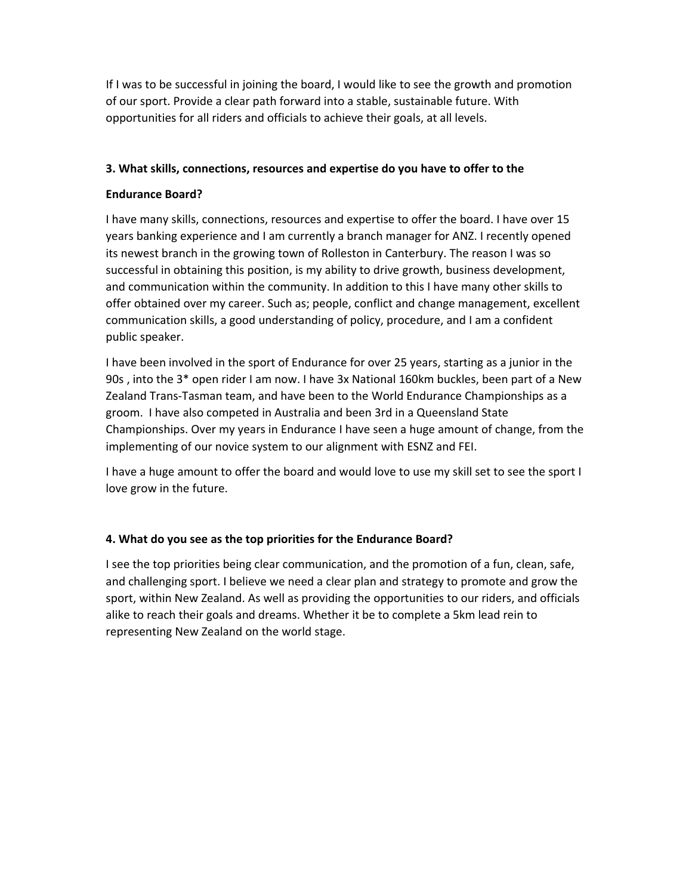If I was to be successful in joining the board, I would like to see the growth and promotion of our sport. Provide a clear path forward into a stable, sustainable future. With opportunities for all riders and officials to achieve their goals, at all levels.

**3. What skills, connections, resources and expertise do you have to offer to the Endurance Board?**

I have many skills, connections, resources and expertise to offer the board. I have over 15 years banking experience and I am currently a branch manager for ANZ. I recently opened its newest branch in the growing town of Rolleston in Canterbury. The reason I was so successful in obtaining this position, is my ability to drive growth, business development, and communication within the community. In addition to this I have many other skills to offer obtained over my career. Such as; people, conflict and change management, excellent communication skills, a good understanding of policy, procedure, and I am a confident public speaker.

I have been involved in the sport of Endurance for over 25 years, starting as a junior in the 90s , into the 3* open rider I am now. I have 3x National 160km buckles, been part of a New Zealand Trans-Tasman team, and have been to the World Endurance Championships as a groom. I have also competed in Australia and been 3rd in a Queensland State Championships. Over my years in Endurance I have seen a huge amount of change, from the implementing of our novice system to our alignment with ESNZ and FEI.

I have a huge amount to offer the board and would love to use my skill set to see the sport I love grow in the future.

**4. What do you see as the top priorities for the Endurance Board?**

I see the top priorities being clear communication, and the promotion of a fun, clean, safe, and challenging sport. I believe we need a clear plan and strategy to promote and grow the sport, within New Zealand. As well as providing the opportunities to our riders, and officials alike to reach their goals and dreams. Whether it be to complete a 5km lead rein to representing New Zealand on the world stage.